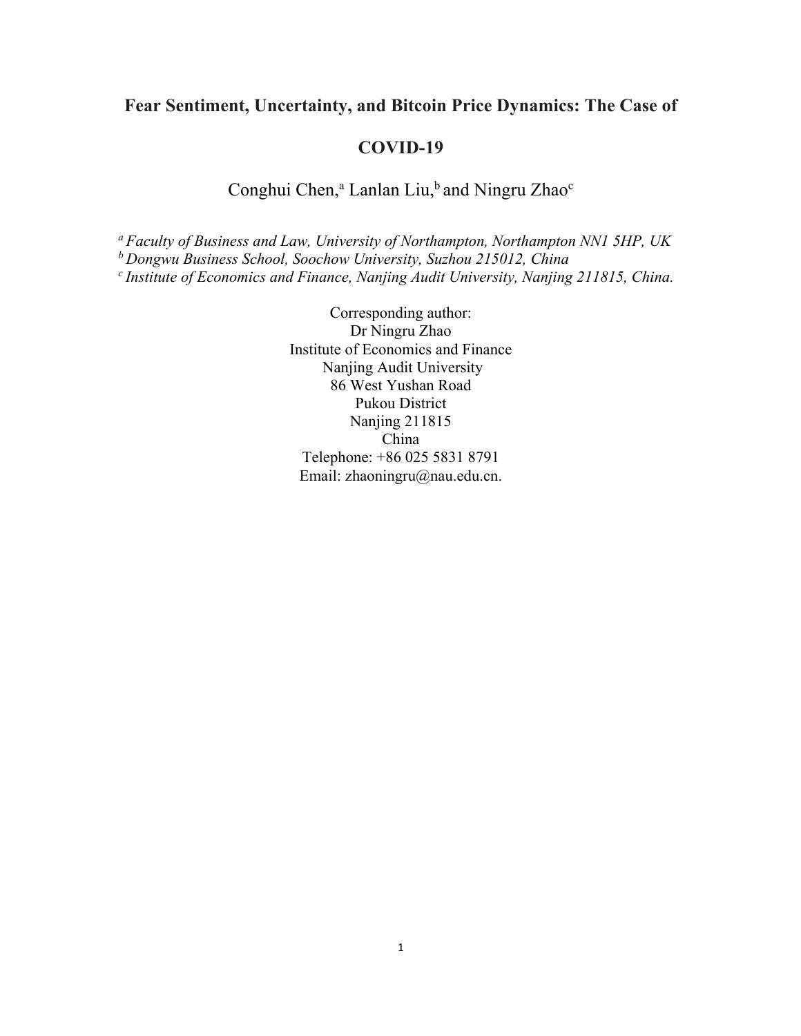# Fear Sentiment, Uncertainty, and Bitcoin Price Dynamics: The Case of COVID-19

Conghui Chen,[a] Lanlan Liu,[b] and Ningru Zhao[c]

[a] *Faculty of Business and Law, University of Northampton, Northampton NN1 5HP, UK*
[b] *Dongwu Business School, Soochow University, Suzhou 215012, China*
[c] *Institute of Economics and Finance, Nanjing Audit University, Nanjing 211815, China.*

Corresponding author:
Dr Ningru Zhao
Institute of Economics and Finance
Nanjing Audit University
86 West Yushan Road
Pukou District
Nanjing 211815
China
Telephone: +86 025 5831 8791
Email: zhaoningru@nau.edu.cn.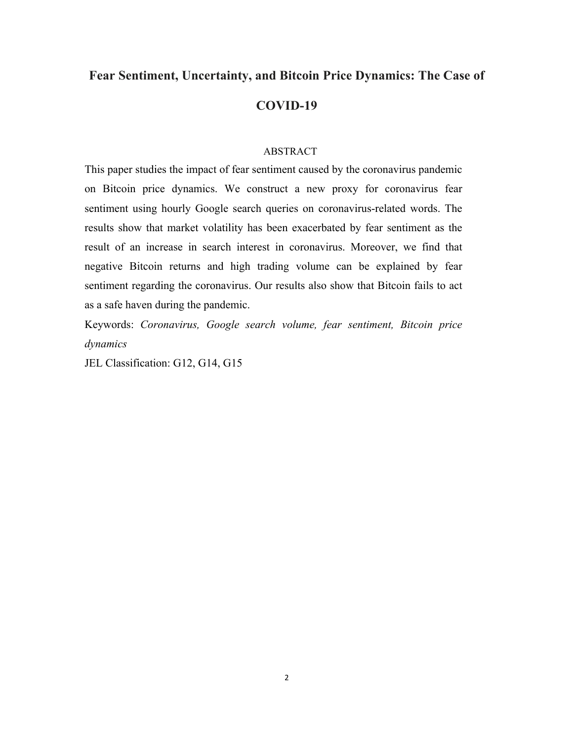# Fear Sentiment, Uncertainty, and Bitcoin Price Dynamics: The Case of COVID-19

## ABSTRACT

This paper studies the impact of fear sentiment caused by the coronavirus pandemic on Bitcoin price dynamics. We construct a new proxy for coronavirus fear sentiment using hourly Google search queries on coronavirus-related words. The results show that market volatility has been exacerbated by fear sentiment as the result of an increase in search interest in coronavirus. Moreover, we find that negative Bitcoin returns and high trading volume can be explained by fear sentiment regarding the coronavirus. Our results also show that Bitcoin fails to act as a safe haven during the pandemic.

Keywords: *Coronavirus, Google search volume, fear sentiment, Bitcoin price dynamics*

JEL Classification: G12, G14, G15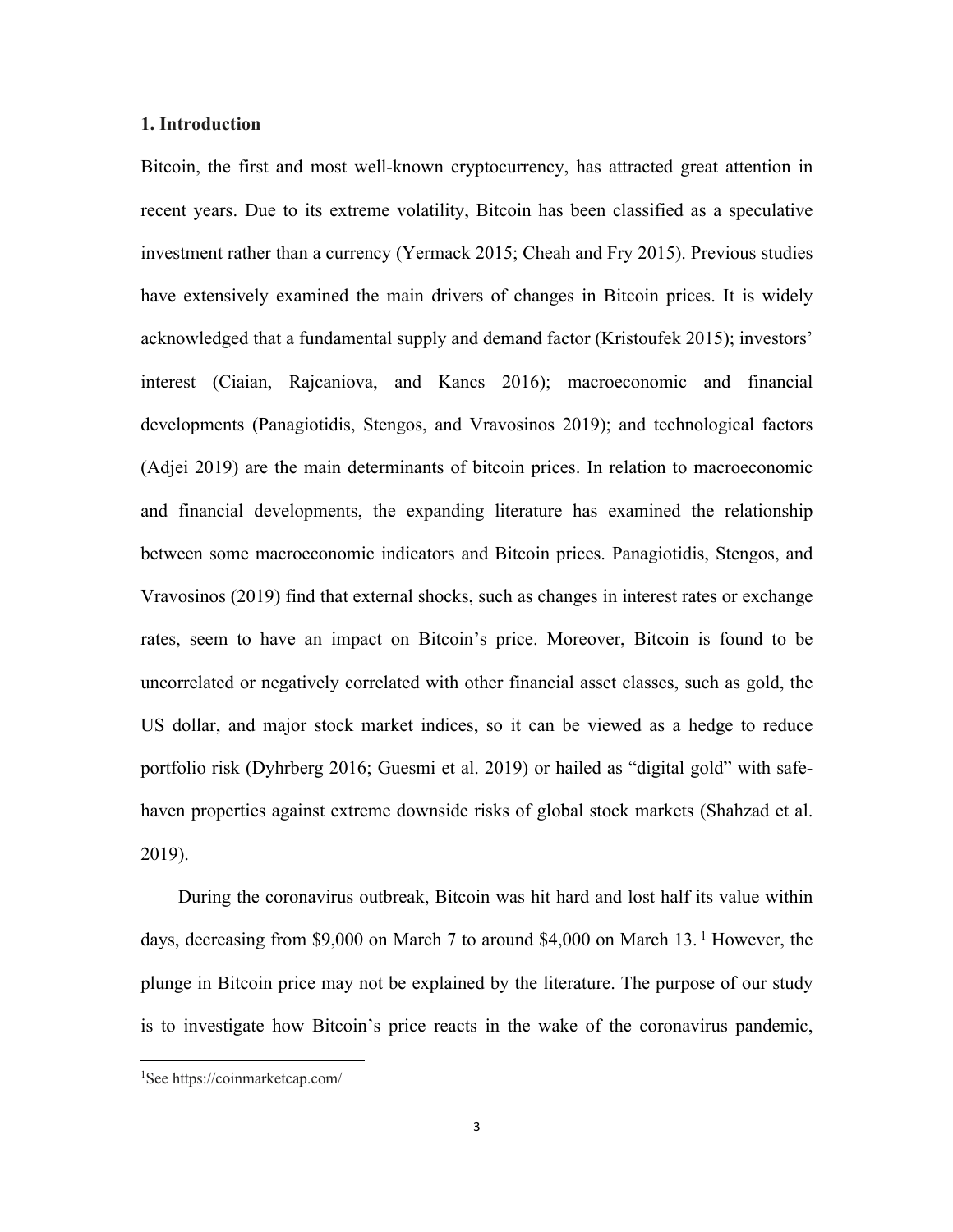## 1. Introduction

Bitcoin, the first and most well-known cryptocurrency, has attracted great attention in recent years. Due to its extreme volatility, Bitcoin has been classified as a speculative investment rather than a currency (Yermack 2015; Cheah and Fry 2015). Previous studies have extensively examined the main drivers of changes in Bitcoin prices. It is widely acknowledged that a fundamental supply and demand factor (Kristoufek 2015); investors' interest (Ciaian, Rajcaniova, and Kancs 2016); macroeconomic and financial developments (Panagiotidis, Stengos, and Vravosinos 2019); and technological factors (Adjei 2019) are the main determinants of bitcoin prices. In relation to macroeconomic and financial developments, the expanding literature has examined the relationship between some macroeconomic indicators and Bitcoin prices. Panagiotidis, Stengos, and Vravosinos (2019) find that external shocks, such as changes in interest rates or exchange rates, seem to have an impact on Bitcoin's price. Moreover, Bitcoin is found to be uncorrelated or negatively correlated with other financial asset classes, such as gold, the US dollar, and major stock market indices, so it can be viewed as a hedge to reduce portfolio risk (Dyhrberg 2016; Guesmi et al. 2019) or hailed as "digital gold" with safe-haven properties against extreme downside risks of global stock markets (Shahzad et al. 2019).

During the coronavirus outbreak, Bitcoin was hit hard and lost half its value within days, decreasing from \$9,000 on March 7 to around \$4,000 on March 13.[1] However, the plunge in Bitcoin price may not be explained by the literature. The purpose of our study is to investigate how Bitcoin's price reacts in the wake of the coronavirus pandemic,

[1] See https://coinmarketcap.com/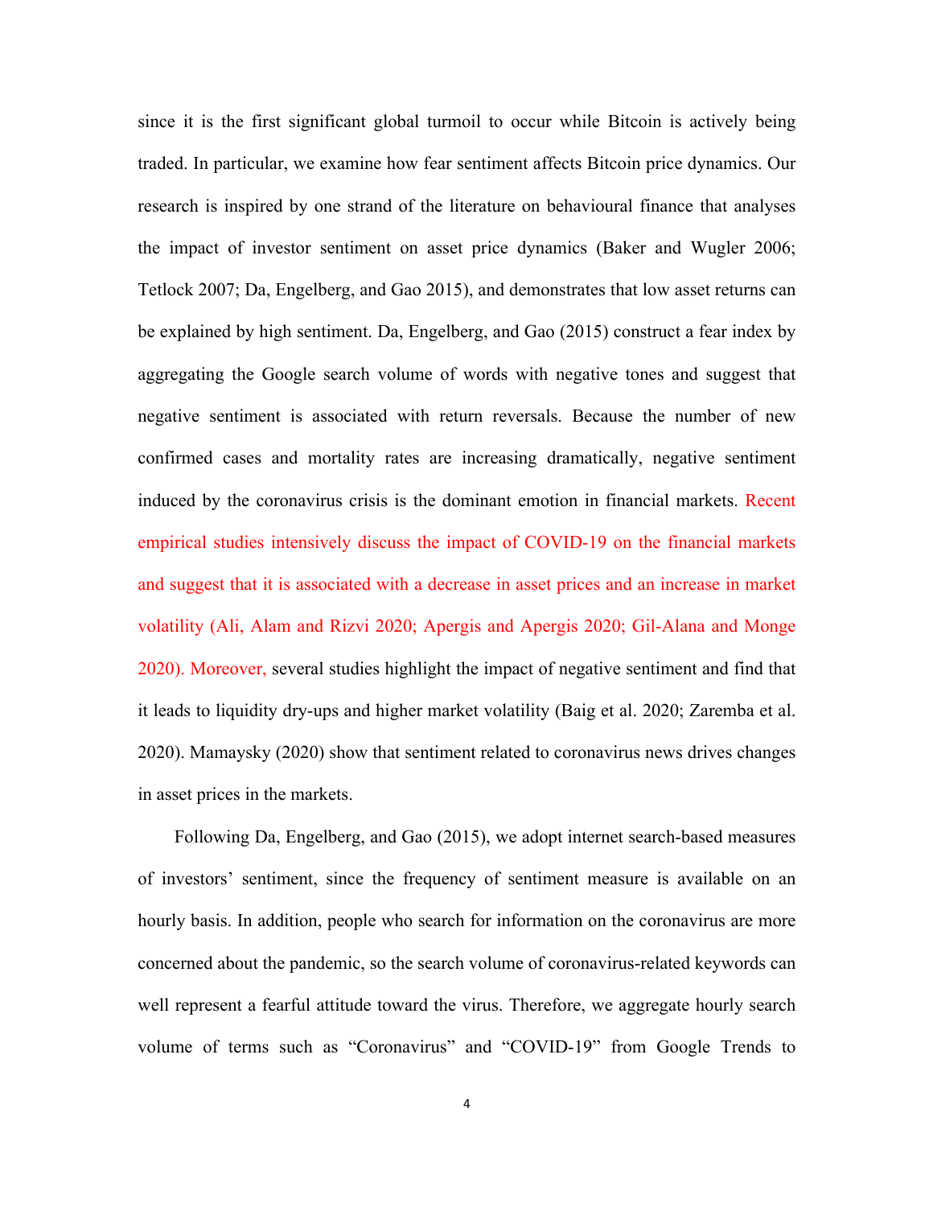since it is the first significant global turmoil to occur while Bitcoin is actively being traded. In particular, we examine how fear sentiment affects Bitcoin price dynamics. Our research is inspired by one strand of the literature on behavioural finance that analyses the impact of investor sentiment on asset price dynamics (Baker and Wugler 2006; Tetlock 2007; Da, Engelberg, and Gao 2015), and demonstrates that low asset returns can be explained by high sentiment. Da, Engelberg, and Gao (2015) construct a fear index by aggregating the Google search volume of words with negative tones and suggest that negative sentiment is associated with return reversals. Because the number of new confirmed cases and mortality rates are increasing dramatically, negative sentiment induced by the coronavirus crisis is the dominant emotion in financial markets. Recent empirical studies intensively discuss the impact of COVID-19 on the financial markets and suggest that it is associated with a decrease in asset prices and an increase in market volatility (Ali, Alam and Rizvi 2020; Apergis and Apergis 2020; Gil-Alana and Monge 2020). Moreover, several studies highlight the impact of negative sentiment and find that it leads to liquidity dry-ups and higher market volatility (Baig et al. 2020; Zaremba et al. 2020). Mamaysky (2020) show that sentiment related to coronavirus news drives changes in asset prices in the markets.

Following Da, Engelberg, and Gao (2015), we adopt internet search-based measures of investors' sentiment, since the frequency of sentiment measure is available on an hourly basis. In addition, people who search for information on the coronavirus are more concerned about the pandemic, so the search volume of coronavirus-related keywords can well represent a fearful attitude toward the virus. Therefore, we aggregate hourly search volume of terms such as "Coronavirus" and "COVID-19" from Google Trends to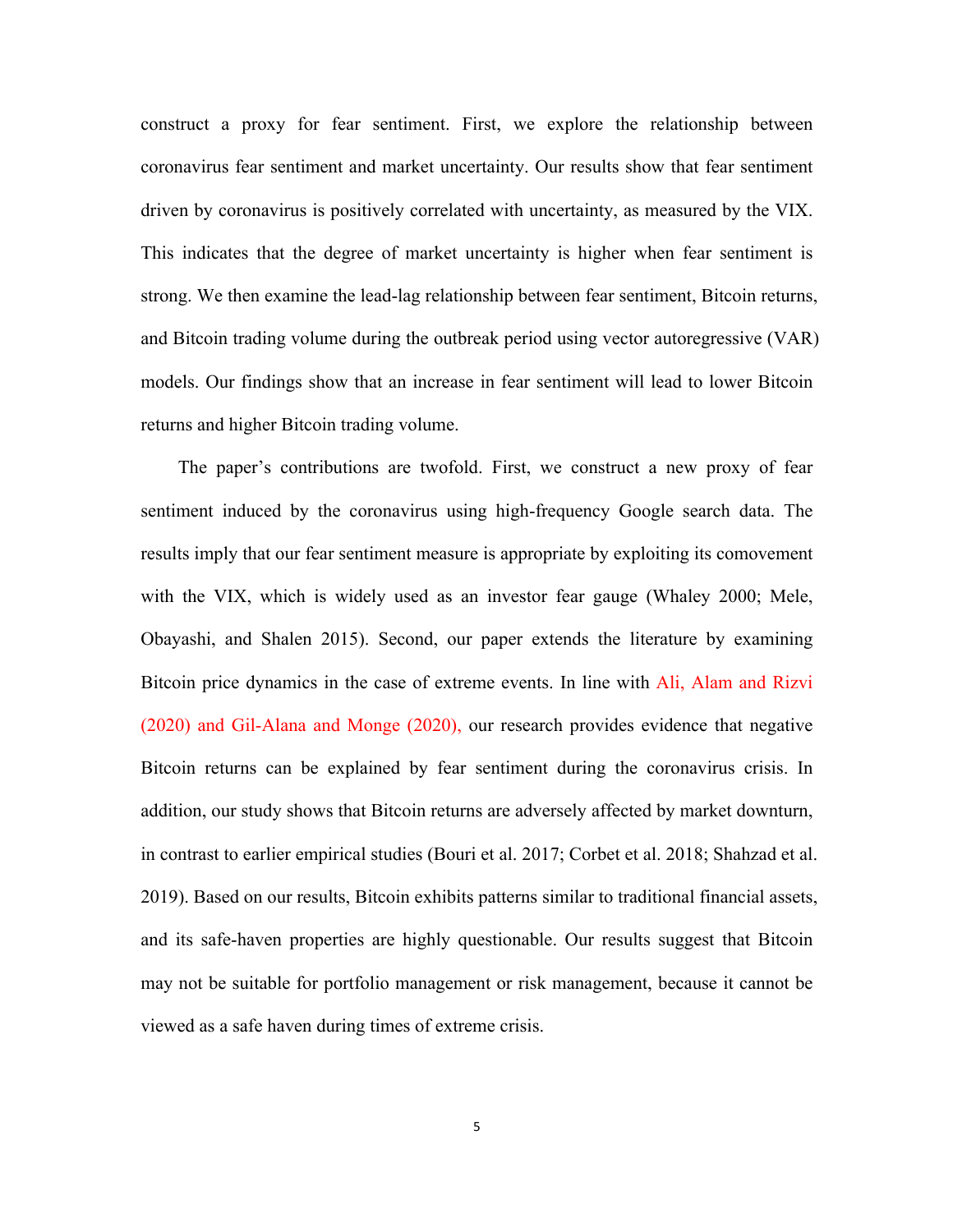construct a proxy for fear sentiment. First, we explore the relationship between coronavirus fear sentiment and market uncertainty. Our results show that fear sentiment driven by coronavirus is positively correlated with uncertainty, as measured by the VIX. This indicates that the degree of market uncertainty is higher when fear sentiment is strong. We then examine the lead-lag relationship between fear sentiment, Bitcoin returns, and Bitcoin trading volume during the outbreak period using vector autoregressive (VAR) models. Our findings show that an increase in fear sentiment will lead to lower Bitcoin returns and higher Bitcoin trading volume.

The paper's contributions are twofold. First, we construct a new proxy of fear sentiment induced by the coronavirus using high-frequency Google search data. The results imply that our fear sentiment measure is appropriate by exploiting its comovement with the VIX, which is widely used as an investor fear gauge (Whaley 2000; Mele, Obayashi, and Shalen 2015). Second, our paper extends the literature by examining Bitcoin price dynamics in the case of extreme events. In line with Ali, Alam and Rizvi (2020) and Gil-Alana and Monge (2020), our research provides evidence that negative Bitcoin returns can be explained by fear sentiment during the coronavirus crisis. In addition, our study shows that Bitcoin returns are adversely affected by market downturn, in contrast to earlier empirical studies (Bouri et al. 2017; Corbet et al. 2018; Shahzad et al. 2019). Based on our results, Bitcoin exhibits patterns similar to traditional financial assets, and its safe-haven properties are highly questionable. Our results suggest that Bitcoin may not be suitable for portfolio management or risk management, because it cannot be viewed as a safe haven during times of extreme crisis.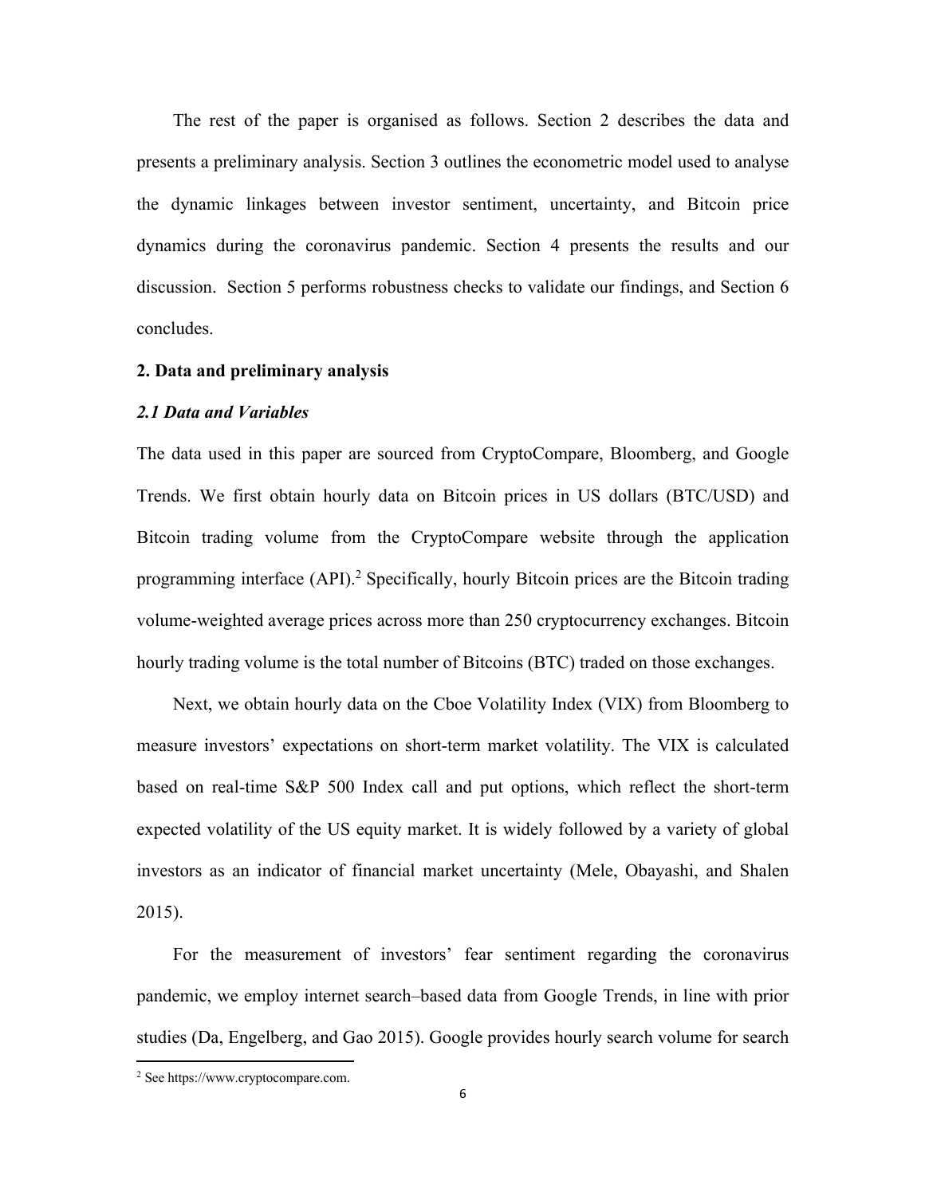The rest of the paper is organised as follows. Section 2 describes the data and presents a preliminary analysis. Section 3 outlines the econometric model used to analyse the dynamic linkages between investor sentiment, uncertainty, and Bitcoin price dynamics during the coronavirus pandemic. Section 4 presents the results and our discussion. Section 5 performs robustness checks to validate our findings, and Section 6 concludes.

## 2. Data and preliminary analysis

### *2.1 Data and Variables*

The data used in this paper are sourced from CryptoCompare, Bloomberg, and Google Trends. We first obtain hourly data on Bitcoin prices in US dollars (BTC/USD) and Bitcoin trading volume from the CryptoCompare website through the application programming interface (API).[2] Specifically, hourly Bitcoin prices are the Bitcoin trading volume-weighted average prices across more than 250 cryptocurrency exchanges. Bitcoin hourly trading volume is the total number of Bitcoins (BTC) traded on those exchanges.

Next, we obtain hourly data on the Cboe Volatility Index (VIX) from Bloomberg to measure investors' expectations on short-term market volatility. The VIX is calculated based on real-time S&P 500 Index call and put options, which reflect the short-term expected volatility of the US equity market. It is widely followed by a variety of global investors as an indicator of financial market uncertainty (Mele, Obayashi, and Shalen 2015).

For the measurement of investors' fear sentiment regarding the coronavirus pandemic, we employ internet search–based data from Google Trends, in line with prior studies (Da, Engelberg, and Gao 2015). Google provides hourly search volume for search

[2] See https://www.cryptocompare.com.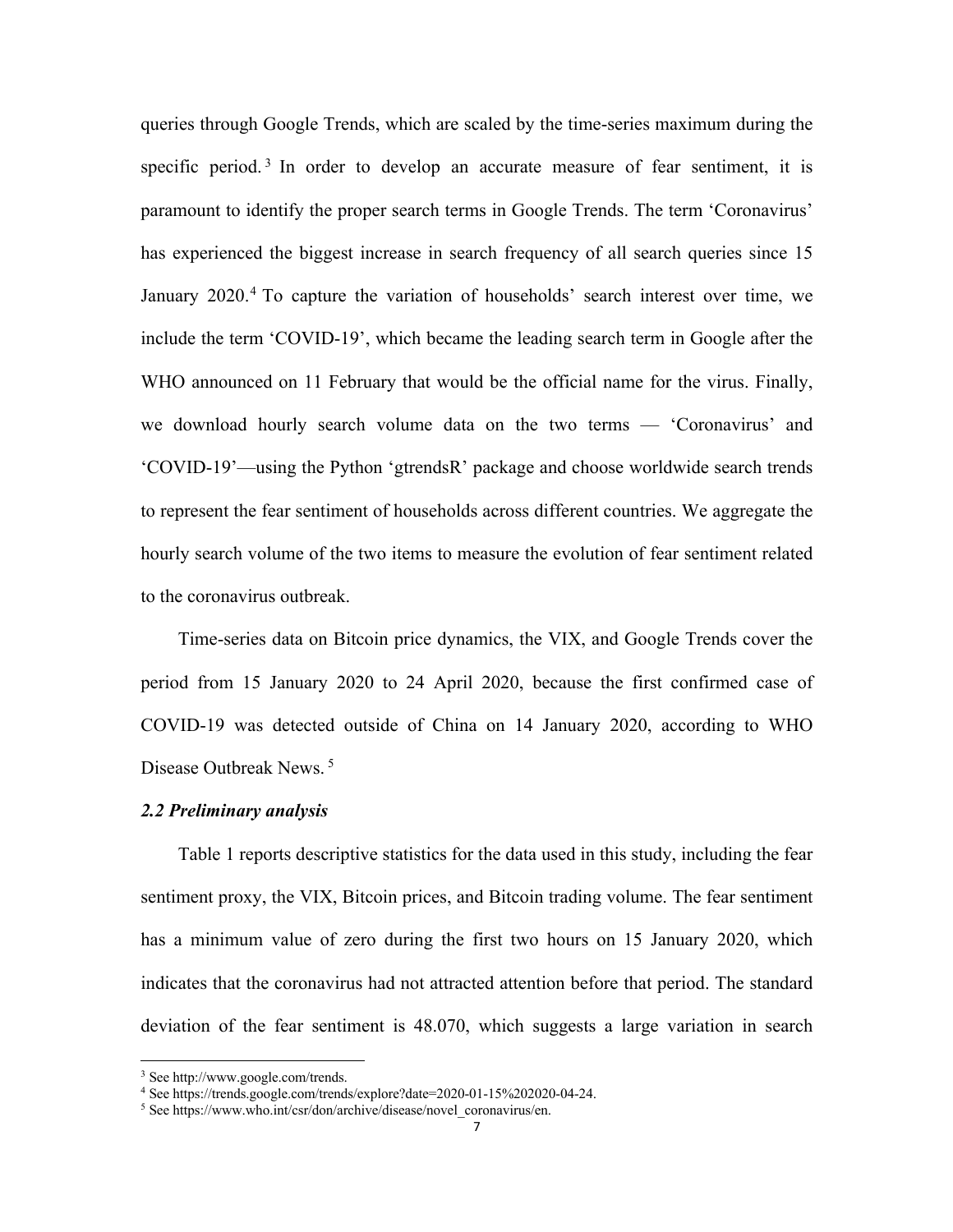queries through Google Trends, which are scaled by the time-series maximum during the specific period.[3] In order to develop an accurate measure of fear sentiment, it is paramount to identify the proper search terms in Google Trends. The term 'Coronavirus' has experienced the biggest increase in search frequency of all search queries since 15 January 2020.[4] To capture the variation of households' search interest over time, we include the term 'COVID-19', which became the leading search term in Google after the WHO announced on 11 February that would be the official name for the virus. Finally, we download hourly search volume data on the two terms — 'Coronavirus' and 'COVID-19'—using the Python 'gtrendsR' package and choose worldwide search trends to represent the fear sentiment of households across different countries. We aggregate the hourly search volume of the two items to measure the evolution of fear sentiment related to the coronavirus outbreak.

Time-series data on Bitcoin price dynamics, the VIX, and Google Trends cover the period from 15 January 2020 to 24 April 2020, because the first confirmed case of COVID-19 was detected outside of China on 14 January 2020, according to WHO Disease Outbreak News.[5]

### *2.2 Preliminary analysis*

Table 1 reports descriptive statistics for the data used in this study, including the fear sentiment proxy, the VIX, Bitcoin prices, and Bitcoin trading volume. The fear sentiment has a minimum value of zero during the first two hours on 15 January 2020, which indicates that the coronavirus had not attracted attention before that period. The standard deviation of the fear sentiment is 48.070, which suggests a large variation in search

---

[3] See http://www.google.com/trends.

[4] See https://trends.google.com/trends/explore?date=2020-01-15%202020-04-24.

[5] See https://www.who.int/csr/don/archive/disease/novel_coronavirus/en.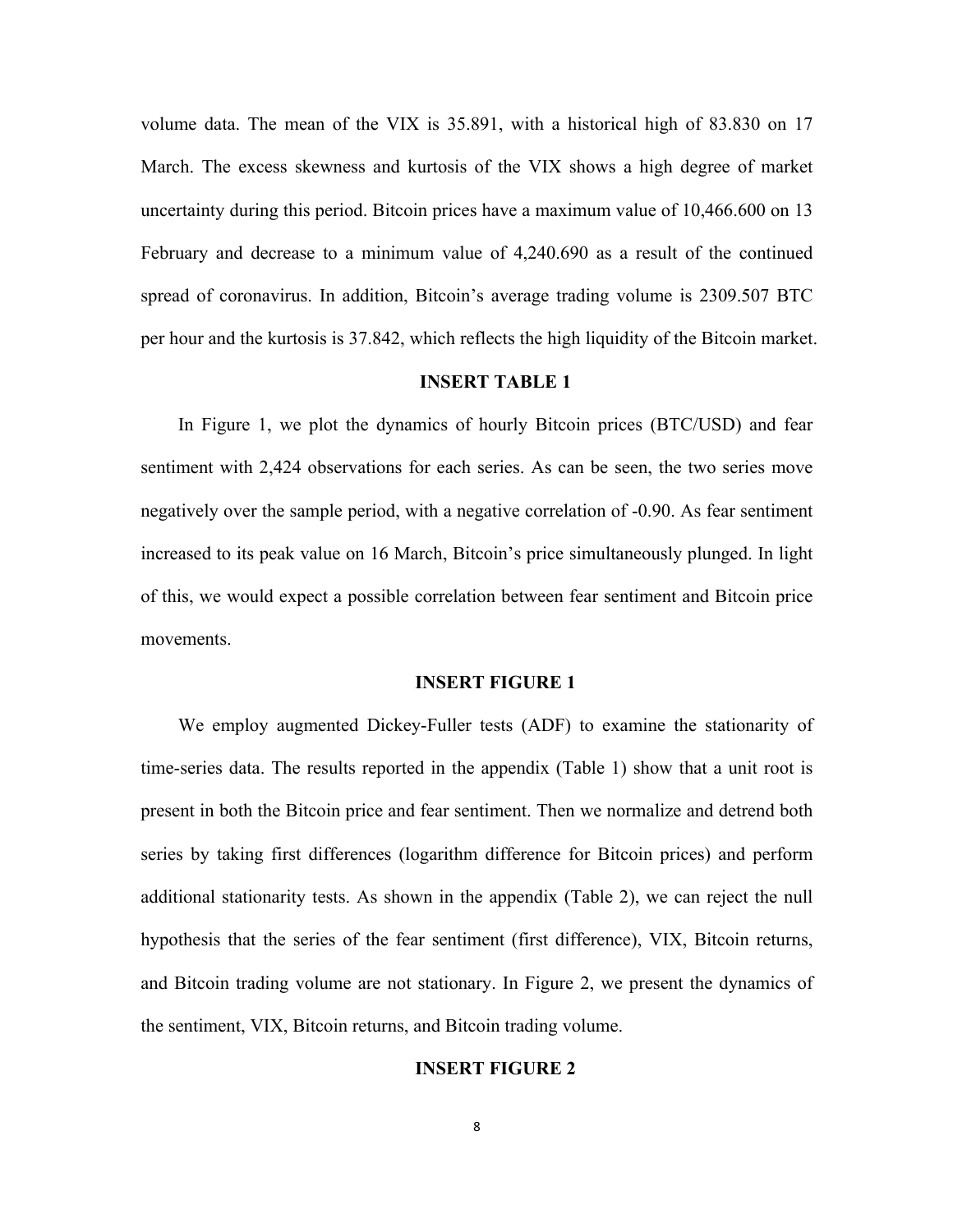volume data. The mean of the VIX is 35.891, with a historical high of 83.830 on 17 March. The excess skewness and kurtosis of the VIX shows a high degree of market uncertainty during this period. Bitcoin prices have a maximum value of 10,466.600 on 13 February and decrease to a minimum value of 4,240.690 as a result of the continued spread of coronavirus. In addition, Bitcoin's average trading volume is 2309.507 BTC per hour and the kurtosis is 37.842, which reflects the high liquidity of the Bitcoin market.

**INSERT TABLE 1**

In Figure 1, we plot the dynamics of hourly Bitcoin prices (BTC/USD) and fear sentiment with 2,424 observations for each series. As can be seen, the two series move negatively over the sample period, with a negative correlation of -0.90. As fear sentiment increased to its peak value on 16 March, Bitcoin's price simultaneously plunged. In light of this, we would expect a possible correlation between fear sentiment and Bitcoin price movements.

**INSERT FIGURE 1**

We employ augmented Dickey-Fuller tests (ADF) to examine the stationarity of time-series data. The results reported in the appendix (Table 1) show that a unit root is present in both the Bitcoin price and fear sentiment. Then we normalize and detrend both series by taking first differences (logarithm difference for Bitcoin prices) and perform additional stationarity tests. As shown in the appendix (Table 2), we can reject the null hypothesis that the series of the fear sentiment (first difference), VIX, Bitcoin returns, and Bitcoin trading volume are not stationary. In Figure 2, we present the dynamics of the sentiment, VIX, Bitcoin returns, and Bitcoin trading volume.

**INSERT FIGURE 2**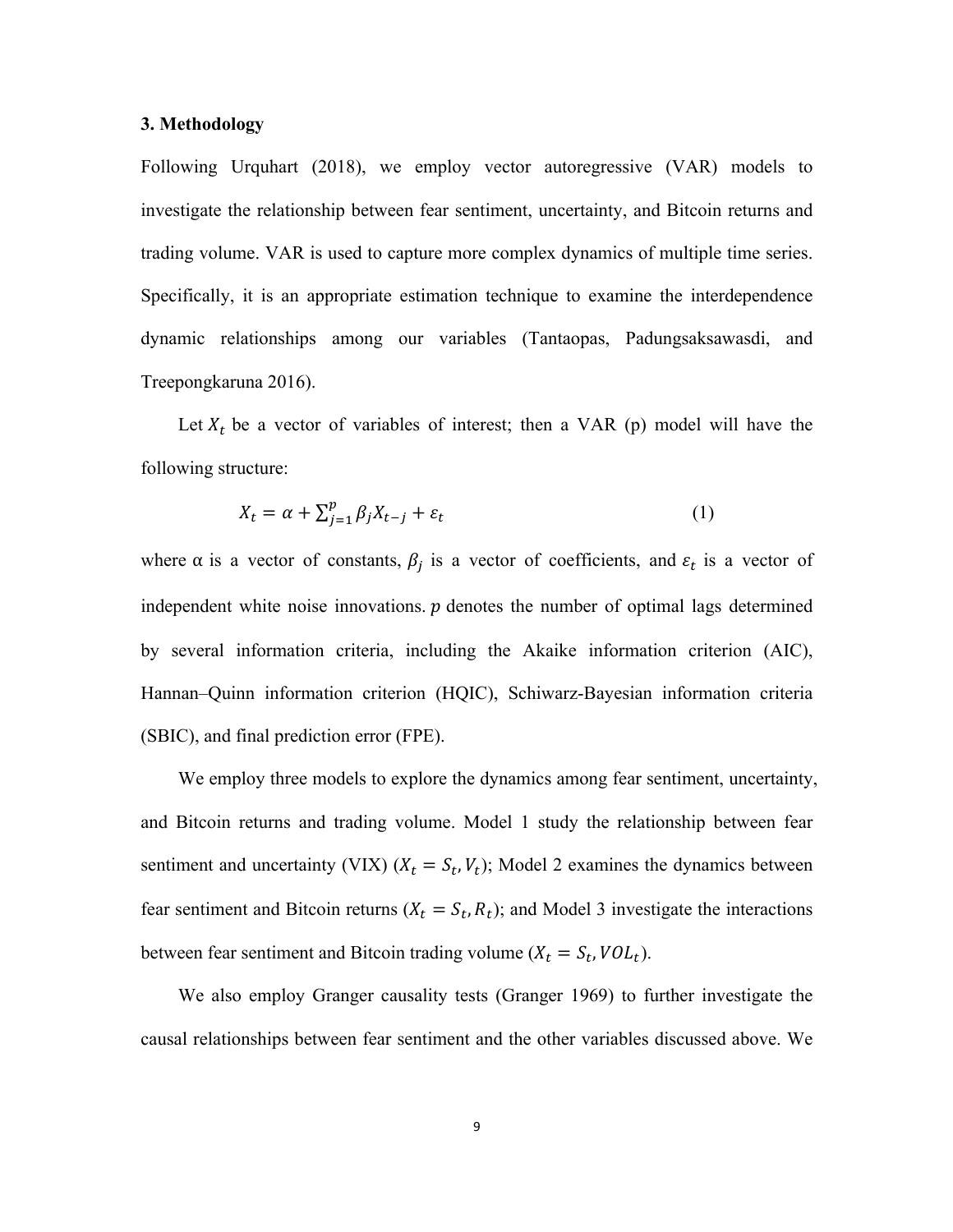### 3. Methodology

Following Urquhart (2018), we employ vector autoregressive (VAR) models to investigate the relationship between fear sentiment, uncertainty, and Bitcoin returns and trading volume. VAR is used to capture more complex dynamics of multiple time series. Specifically, it is an appropriate estimation technique to examine the interdependence dynamic relationships among our variables (Tantaopas, Padungsaksawasdi, and Treepongkaruna 2016).

Let $X_t$ be a vector of variables of interest; then a VAR (p) model will have the following structure:

$$X_t = \alpha + \sum_{j=1}^{p} \beta_j X_{t-j} + \varepsilon_t \tag{1}$$

where α is a vector of constants, $\beta_j$ is a vector of coefficients, and $\varepsilon_t$ is a vector of independent white noise innovations. $p$ denotes the number of optimal lags determined by several information criteria, including the Akaike information criterion (AIC), Hannan–Quinn information criterion (HQIC), Schiwarz-Bayesian information criteria (SBIC), and final prediction error (FPE).

We employ three models to explore the dynamics among fear sentiment, uncertainty, and Bitcoin returns and trading volume. Model 1 study the relationship between fear sentiment and uncertainty (VIX) ($X_t = S_t, V_t$); Model 2 examines the dynamics between fear sentiment and Bitcoin returns ($X_t = S_t, R_t$); and Model 3 investigate the interactions between fear sentiment and Bitcoin trading volume ($X_t = S_t, VOL_t$).

We also employ Granger causality tests (Granger 1969) to further investigate the causal relationships between fear sentiment and the other variables discussed above. We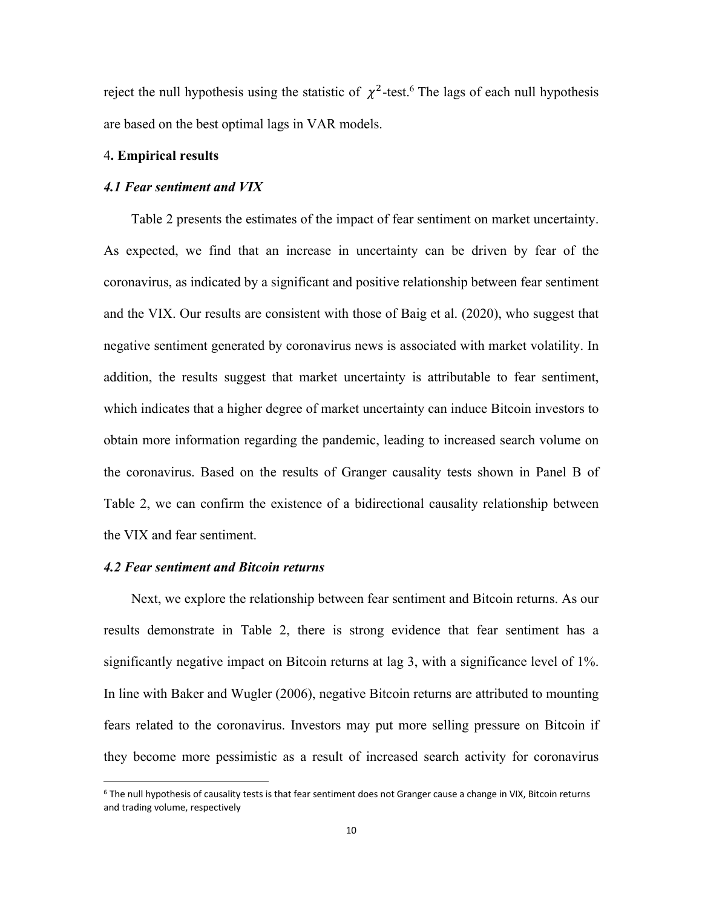reject the null hypothesis using the statistic of $\chi^2$-test.[6] The lags of each null hypothesis are based on the best optimal lags in VAR models.

## 4. Empirical results

### *4.1 Fear sentiment and VIX*

Table 2 presents the estimates of the impact of fear sentiment on market uncertainty. As expected, we find that an increase in uncertainty can be driven by fear of the coronavirus, as indicated by a significant and positive relationship between fear sentiment and the VIX. Our results are consistent with those of Baig et al. (2020), who suggest that negative sentiment generated by coronavirus news is associated with market volatility. In addition, the results suggest that market uncertainty is attributable to fear sentiment, which indicates that a higher degree of market uncertainty can induce Bitcoin investors to obtain more information regarding the pandemic, leading to increased search volume on the coronavirus. Based on the results of Granger causality tests shown in Panel B of Table 2, we can confirm the existence of a bidirectional causality relationship between the VIX and fear sentiment.

### *4.2 Fear sentiment and Bitcoin returns*

Next, we explore the relationship between fear sentiment and Bitcoin returns. As our results demonstrate in Table 2, there is strong evidence that fear sentiment has a significantly negative impact on Bitcoin returns at lag 3, with a significance level of 1%. In line with Baker and Wugler (2006), negative Bitcoin returns are attributed to mounting fears related to the coronavirus. Investors may put more selling pressure on Bitcoin if they become more pessimistic as a result of increased search activity for coronavirus

[6] The null hypothesis of causality tests is that fear sentiment does not Granger cause a change in VIX, Bitcoin returns and trading volume, respectively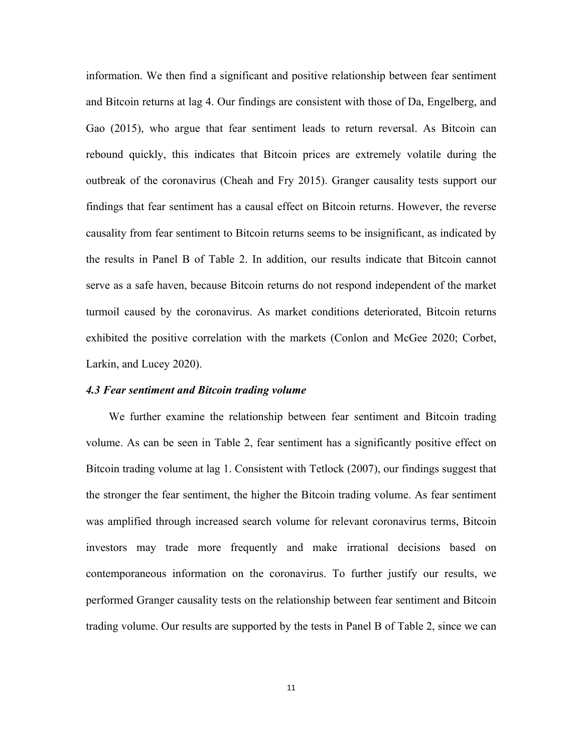information. We then find a significant and positive relationship between fear sentiment and Bitcoin returns at lag 4. Our findings are consistent with those of Da, Engelberg, and Gao (2015), who argue that fear sentiment leads to return reversal. As Bitcoin can rebound quickly, this indicates that Bitcoin prices are extremely volatile during the outbreak of the coronavirus (Cheah and Fry 2015). Granger causality tests support our findings that fear sentiment has a causal effect on Bitcoin returns. However, the reverse causality from fear sentiment to Bitcoin returns seems to be insignificant, as indicated by the results in Panel B of Table 2. In addition, our results indicate that Bitcoin cannot serve as a safe haven, because Bitcoin returns do not respond independent of the market turmoil caused by the coronavirus. As market conditions deteriorated, Bitcoin returns exhibited the positive correlation with the markets (Conlon and McGee 2020; Corbet, Larkin, and Lucey 2020).

### *4.3 Fear sentiment and Bitcoin trading volume*

We further examine the relationship between fear sentiment and Bitcoin trading volume. As can be seen in Table 2, fear sentiment has a significantly positive effect on Bitcoin trading volume at lag 1. Consistent with Tetlock (2007), our findings suggest that the stronger the fear sentiment, the higher the Bitcoin trading volume. As fear sentiment was amplified through increased search volume for relevant coronavirus terms, Bitcoin investors may trade more frequently and make irrational decisions based on contemporaneous information on the coronavirus. To further justify our results, we performed Granger causality tests on the relationship between fear sentiment and Bitcoin trading volume. Our results are supported by the tests in Panel B of Table 2, since we can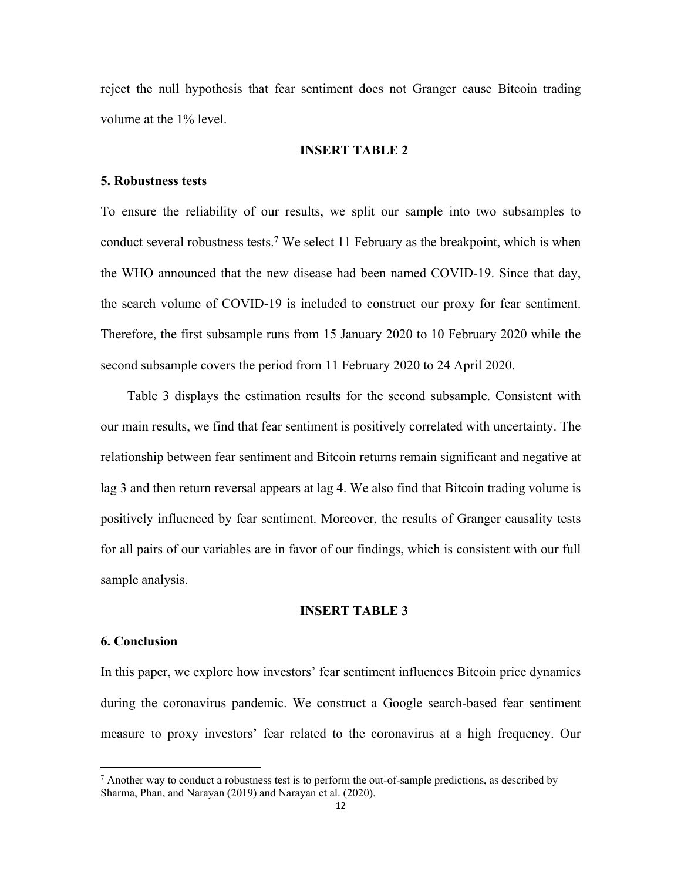reject the null hypothesis that fear sentiment does not Granger cause Bitcoin trading volume at the 1% level.

**INSERT TABLE 2**

## 5. Robustness tests

To ensure the reliability of our results, we split our sample into two subsamples to conduct several robustness tests.[7] We select 11 February as the breakpoint, which is when the WHO announced that the new disease had been named COVID-19. Since that day, the search volume of COVID-19 is included to construct our proxy for fear sentiment. Therefore, the first subsample runs from 15 January 2020 to 10 February 2020 while the second subsample covers the period from 11 February 2020 to 24 April 2020.

Table 3 displays the estimation results for the second subsample. Consistent with our main results, we find that fear sentiment is positively correlated with uncertainty. The relationship between fear sentiment and Bitcoin returns remain significant and negative at lag 3 and then return reversal appears at lag 4. We also find that Bitcoin trading volume is positively influenced by fear sentiment. Moreover, the results of Granger causality tests for all pairs of our variables are in favor of our findings, which is consistent with our full sample analysis.

**INSERT TABLE 3**

## 6. Conclusion

In this paper, we explore how investors' fear sentiment influences Bitcoin price dynamics during the coronavirus pandemic. We construct a Google search-based fear sentiment measure to proxy investors' fear related to the coronavirus at a high frequency. Our

[7] Another way to conduct a robustness test is to perform the out-of-sample predictions, as described by Sharma, Phan, and Narayan (2019) and Narayan et al. (2020).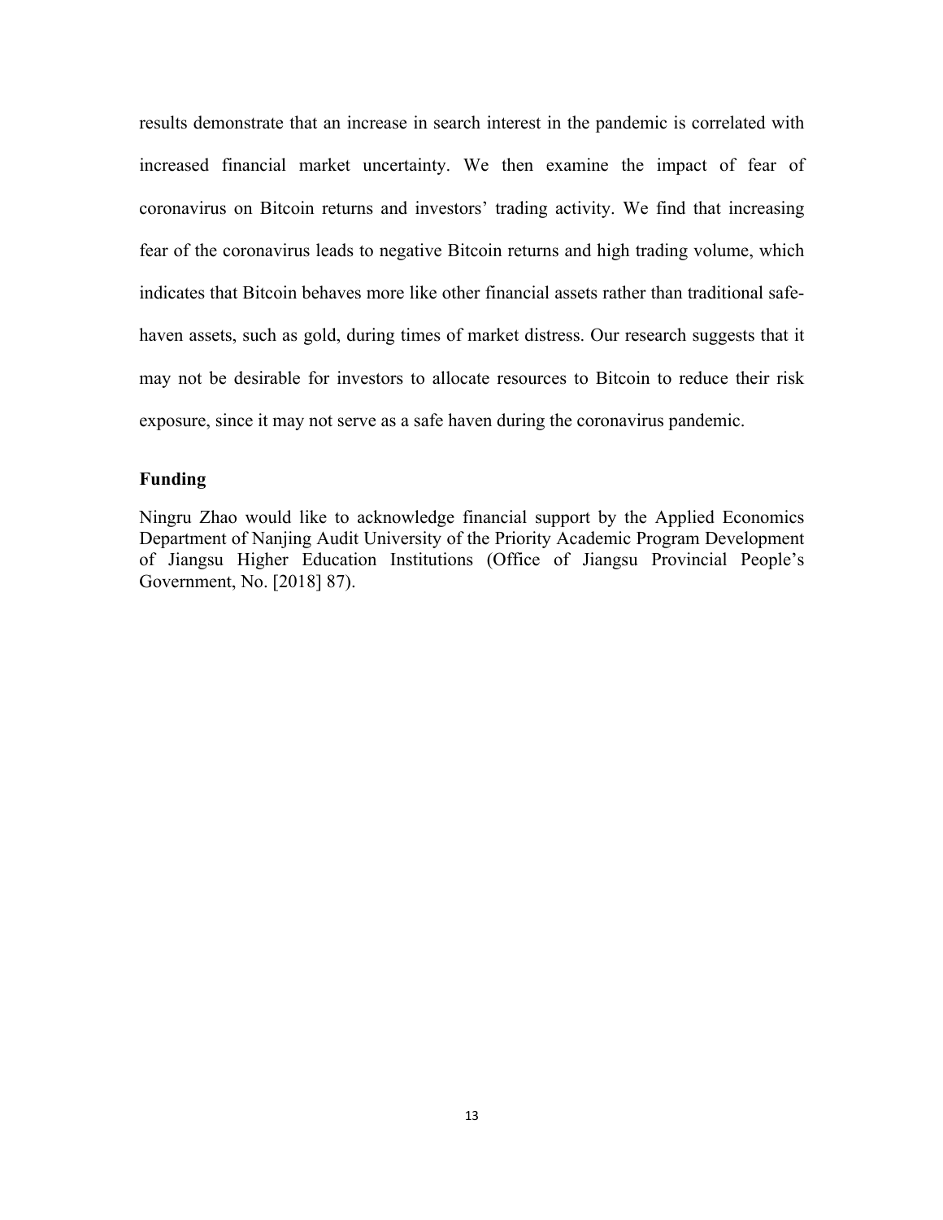results demonstrate that an increase in search interest in the pandemic is correlated with increased financial market uncertainty. We then examine the impact of fear of coronavirus on Bitcoin returns and investors' trading activity. We find that increasing fear of the coronavirus leads to negative Bitcoin returns and high trading volume, which indicates that Bitcoin behaves more like other financial assets rather than traditional safe-haven assets, such as gold, during times of market distress. Our research suggests that it may not be desirable for investors to allocate resources to Bitcoin to reduce their risk exposure, since it may not serve as a safe haven during the coronavirus pandemic.

**Funding**

Ningru Zhao would like to acknowledge financial support by the Applied Economics Department of Nanjing Audit University of the Priority Academic Program Development of Jiangsu Higher Education Institutions (Office of Jiangsu Provincial People's Government, No. [2018] 87).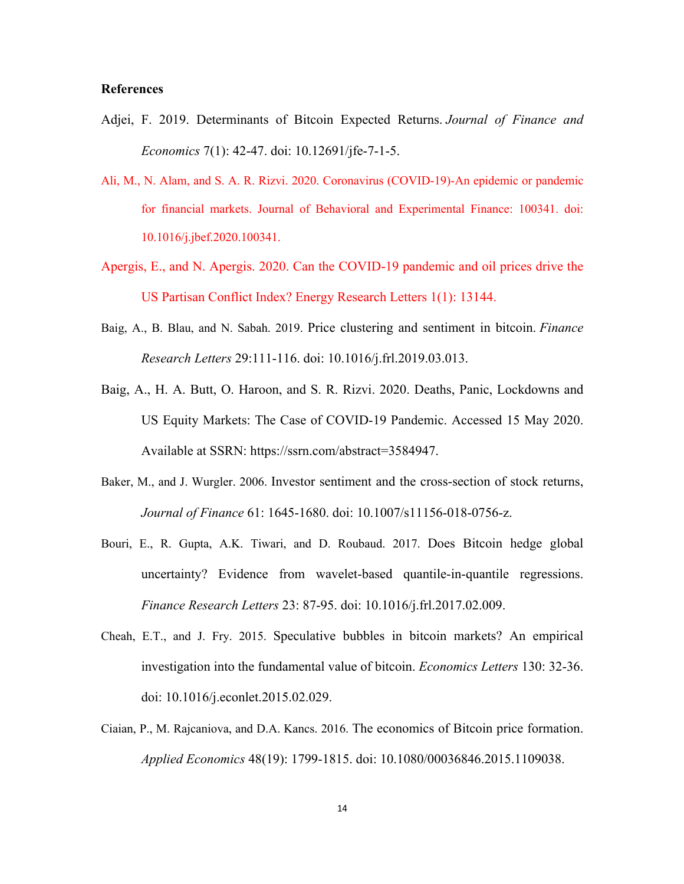**References**

Adjei, F. 2019. Determinants of Bitcoin Expected Returns. *Journal of Finance and Economics* 7(1): 42-47. doi: 10.12691/jfe-7-1-5.

Ali, M., N. Alam, and S. A. R. Rizvi. 2020. Coronavirus (COVID-19)-An epidemic or pandemic for financial markets. Journal of Behavioral and Experimental Finance: 100341. doi: 10.1016/j.jbef.2020.100341.

Apergis, E., and N. Apergis. 2020. Can the COVID-19 pandemic and oil prices drive the US Partisan Conflict Index? Energy Research Letters 1(1): 13144.

Baig, A., B. Blau, and N. Sabah. 2019. Price clustering and sentiment in bitcoin. *Finance Research Letters* 29:111-116. doi: 10.1016/j.frl.2019.03.013.

Baig, A., H. A. Butt, O. Haroon, and S. R. Rizvi. 2020. Deaths, Panic, Lockdowns and US Equity Markets: The Case of COVID-19 Pandemic. Accessed 15 May 2020. Available at SSRN: https://ssrn.com/abstract=3584947.

Baker, M., and J. Wurgler. 2006. Investor sentiment and the cross-section of stock returns, *Journal of Finance* 61: 1645-1680. doi: 10.1007/s11156-018-0756-z.

Bouri, E., R. Gupta, A.K. Tiwari, and D. Roubaud. 2017. Does Bitcoin hedge global uncertainty? Evidence from wavelet-based quantile-in-quantile regressions. *Finance Research Letters* 23: 87-95. doi: 10.1016/j.frl.2017.02.009.

Cheah, E.T., and J. Fry. 2015. Speculative bubbles in bitcoin markets? An empirical investigation into the fundamental value of bitcoin. *Economics Letters* 130: 32-36. doi: 10.1016/j.econlet.2015.02.029.

Ciaian, P., M. Rajcaniova, and D.A. Kancs. 2016. The economics of Bitcoin price formation. *Applied Economics* 48(19): 1799-1815. doi: 10.1080/00036846.2015.1109038.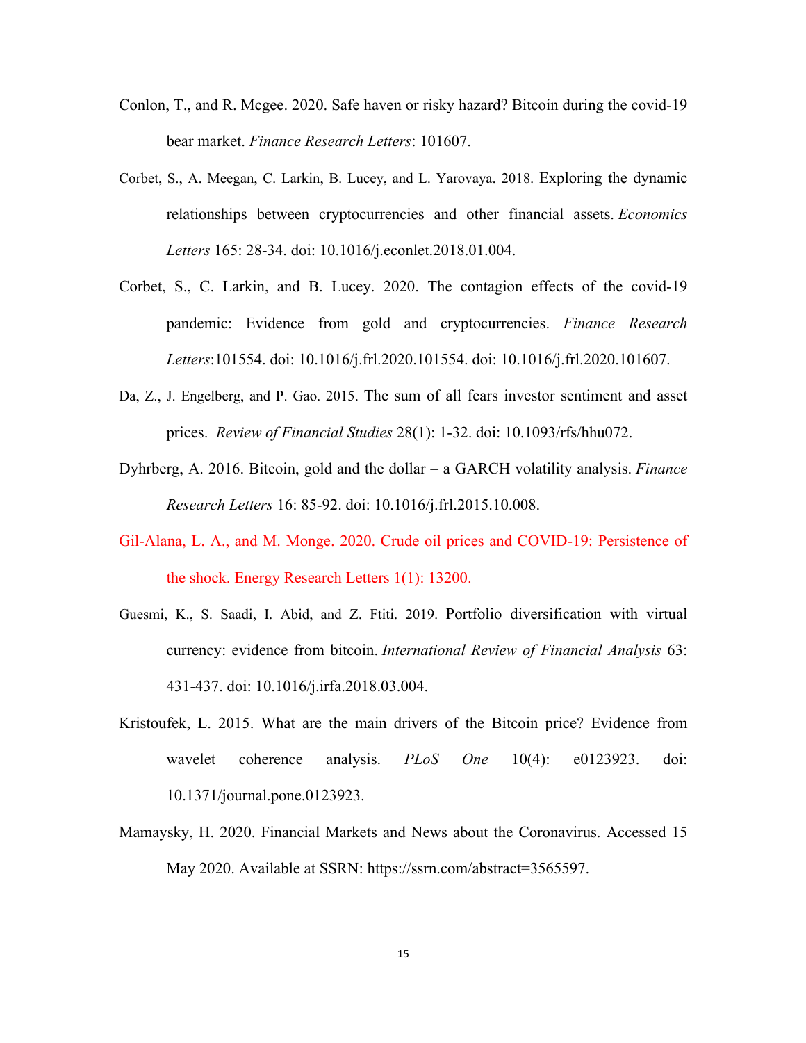Conlon, T., and R. Mcgee. 2020. Safe haven or risky hazard? Bitcoin during the covid-19 bear market. *Finance Research Letters*: 101607.

Corbet, S., A. Meegan, C. Larkin, B. Lucey, and L. Yarovaya. 2018. Exploring the dynamic relationships between cryptocurrencies and other financial assets. *Economics Letters* 165: 28-34. doi: 10.1016/j.econlet.2018.01.004.

Corbet, S., C. Larkin, and B. Lucey. 2020. The contagion effects of the covid-19 pandemic: Evidence from gold and cryptocurrencies. *Finance Research Letters*:101554. doi: 10.1016/j.frl.2020.101554. doi: 10.1016/j.frl.2020.101607.

Da, Z., J. Engelberg, and P. Gao. 2015. The sum of all fears investor sentiment and asset prices. *Review of Financial Studies* 28(1): 1-32. doi: 10.1093/rfs/hhu072.

Dyhrberg, A. 2016. Bitcoin, gold and the dollar – a GARCH volatility analysis. *Finance Research Letters* 16: 85-92. doi: 10.1016/j.frl.2015.10.008.

Gil-Alana, L. A., and M. Monge. 2020. Crude oil prices and COVID-19: Persistence of the shock. Energy Research Letters 1(1): 13200.

Guesmi, K., S. Saadi, I. Abid, and Z. Ftiti. 2019. Portfolio diversification with virtual currency: evidence from bitcoin. *International Review of Financial Analysis* 63: 431-437. doi: 10.1016/j.irfa.2018.03.004.

Kristoufek, L. 2015. What are the main drivers of the Bitcoin price? Evidence from wavelet coherence analysis. *PLoS One* 10(4): e0123923. doi: 10.1371/journal.pone.0123923.

Mamaysky, H. 2020. Financial Markets and News about the Coronavirus. Accessed 15 May 2020. Available at SSRN: https://ssrn.com/abstract=3565597.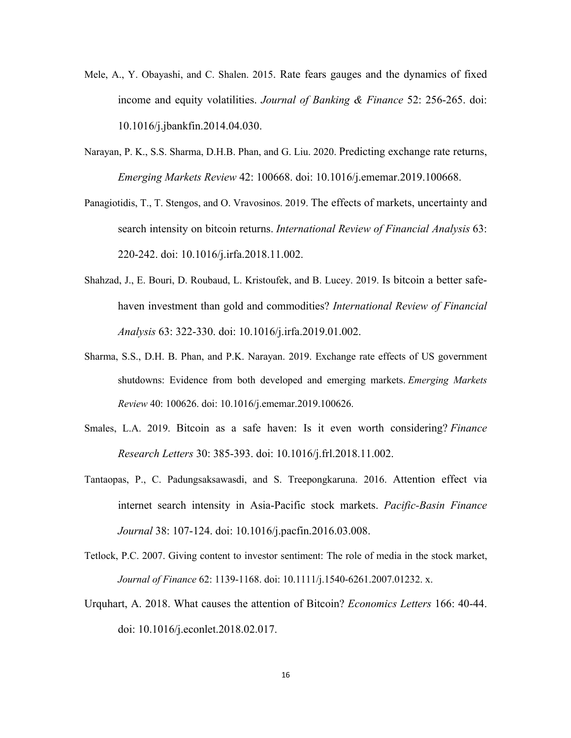Mele, A., Y. Obayashi, and C. Shalen. 2015. Rate fears gauges and the dynamics of fixed income and equity volatilities. *Journal of Banking & Finance* 52: 256-265. doi: 10.1016/j.jbankfin.2014.04.030.

Narayan, P. K., S.S. Sharma, D.H.B. Phan, and G. Liu. 2020. Predicting exchange rate returns, *Emerging Markets Review* 42: 100668. doi: 10.1016/j.ememar.2019.100668.

Panagiotidis, T., T. Stengos, and O. Vravosinos. 2019. The effects of markets, uncertainty and search intensity on bitcoin returns. *International Review of Financial Analysis* 63: 220-242. doi: 10.1016/j.irfa.2018.11.002.

Shahzad, J., E. Bouri, D. Roubaud, L. Kristoufek, and B. Lucey. 2019. Is bitcoin a better safe-haven investment than gold and commodities? *International Review of Financial Analysis* 63: 322-330. doi: 10.1016/j.irfa.2019.01.002.

Sharma, S.S., D.H. B. Phan, and P.K. Narayan. 2019. Exchange rate effects of US government shutdowns: Evidence from both developed and emerging markets. *Emerging Markets Review* 40: 100626. doi: 10.1016/j.ememar.2019.100626.

Smales, L.A. 2019. Bitcoin as a safe haven: Is it even worth considering? *Finance Research Letters* 30: 385-393. doi: 10.1016/j.frl.2018.11.002.

Tantaopas, P., C. Padungsaksawasdi, and S. Treepongkaruna. 2016. Attention effect via internet search intensity in Asia-Pacific stock markets. *Pacific-Basin Finance Journal* 38: 107-124. doi: 10.1016/j.pacfin.2016.03.008.

Tetlock, P.C. 2007. Giving content to investor sentiment: The role of media in the stock market, *Journal of Finance* 62: 1139-1168. doi: 10.1111/j.1540-6261.2007.01232. x.

Urquhart, A. 2018. What causes the attention of Bitcoin? *Economics Letters* 166: 40-44. doi: 10.1016/j.econlet.2018.02.017.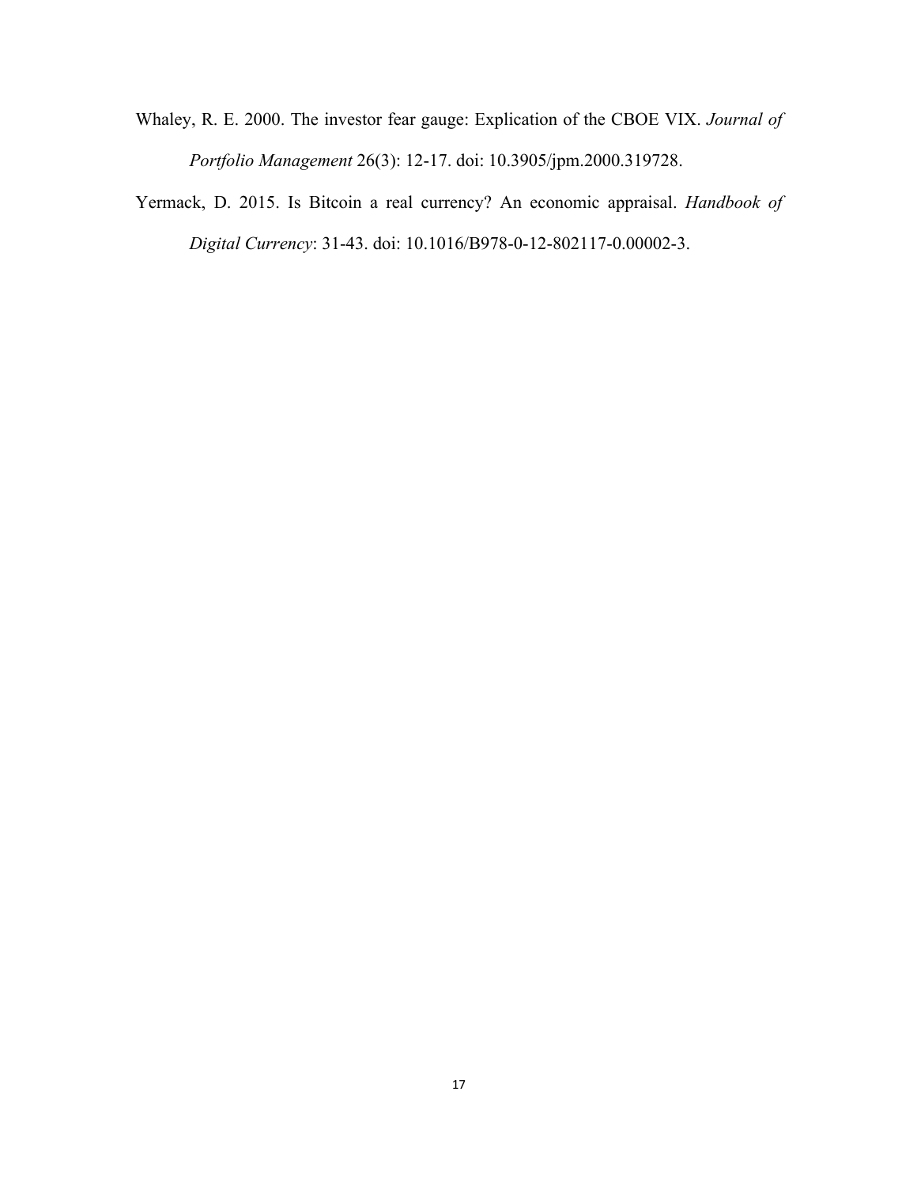Whaley, R. E. 2000. The investor fear gauge: Explication of the CBOE VIX. *Journal of Portfolio Management* 26(3): 12-17. doi: 10.3905/jpm.2000.319728.

Yermack, D. 2015. Is Bitcoin a real currency? An economic appraisal. *Handbook of Digital Currency*: 31-43. doi: 10.1016/B978-0-12-802117-0.00002-3.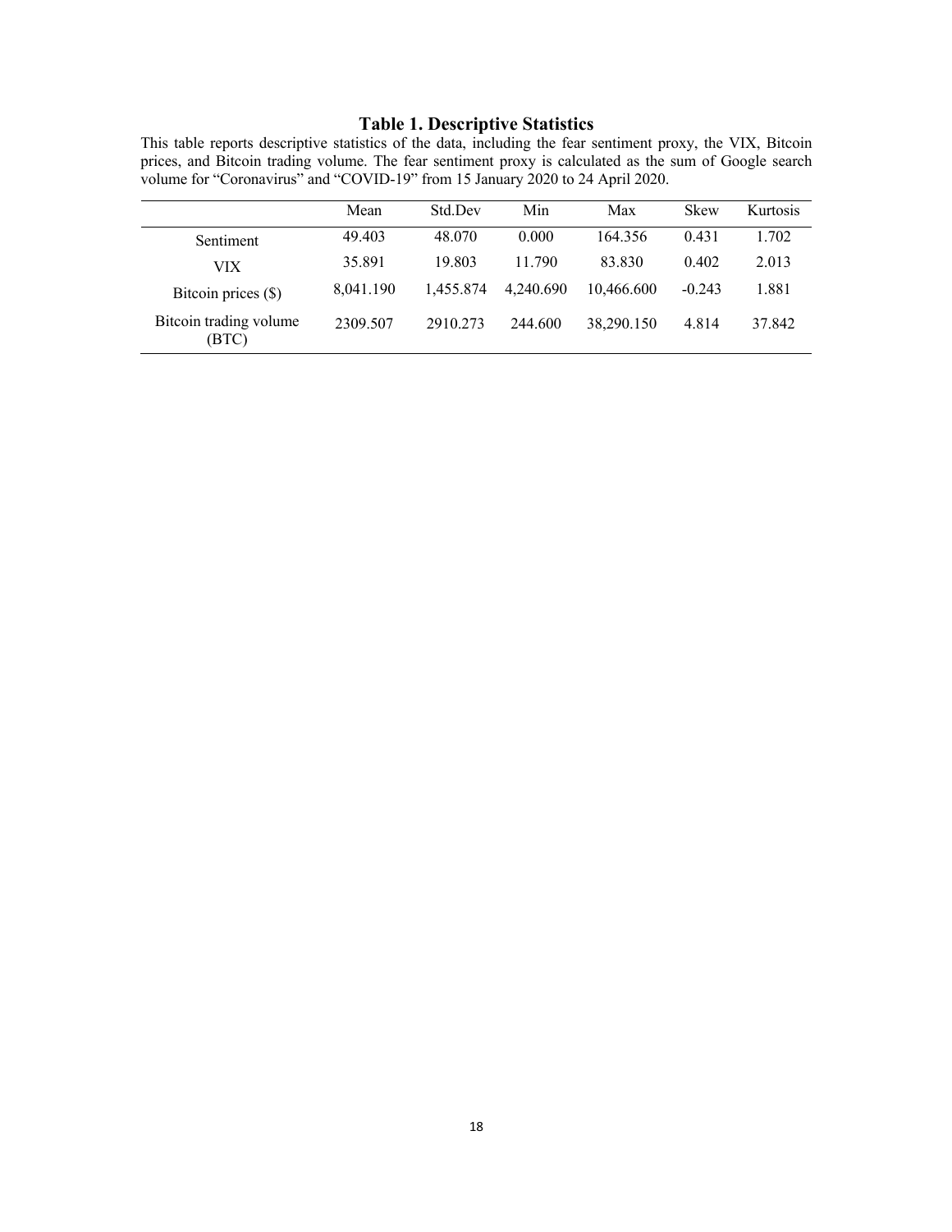# Table 1. Descriptive Statistics

This table reports descriptive statistics of the data, including the fear sentiment proxy, the VIX, Bitcoin prices, and Bitcoin trading volume. The fear sentiment proxy is calculated as the sum of Google search volume for "Coronavirus" and "COVID-19" from 15 January 2020 to 24 April 2020.

| | Mean | Std.Dev | Min | Max | Skew | Kurtosis |
|---|---|---|---|---|---|---|
| Sentiment | 49.403 | 48.070 | 0.000 | 164.356 | 0.431 | 1.702 |
| VIX | 35.891 | 19.803 | 11.790 | 83.830 | 0.402 | 2.013 |
| Bitcoin prices ($) | 8,041.190 | 1,455.874 | 4,240.690 | 10,466.600 | -0.243 | 1.881 |
| Bitcoin trading volume (BTC) | 2309.507 | 2910.273 | 244.600 | 38,290.150 | 4.814 | 37.842 |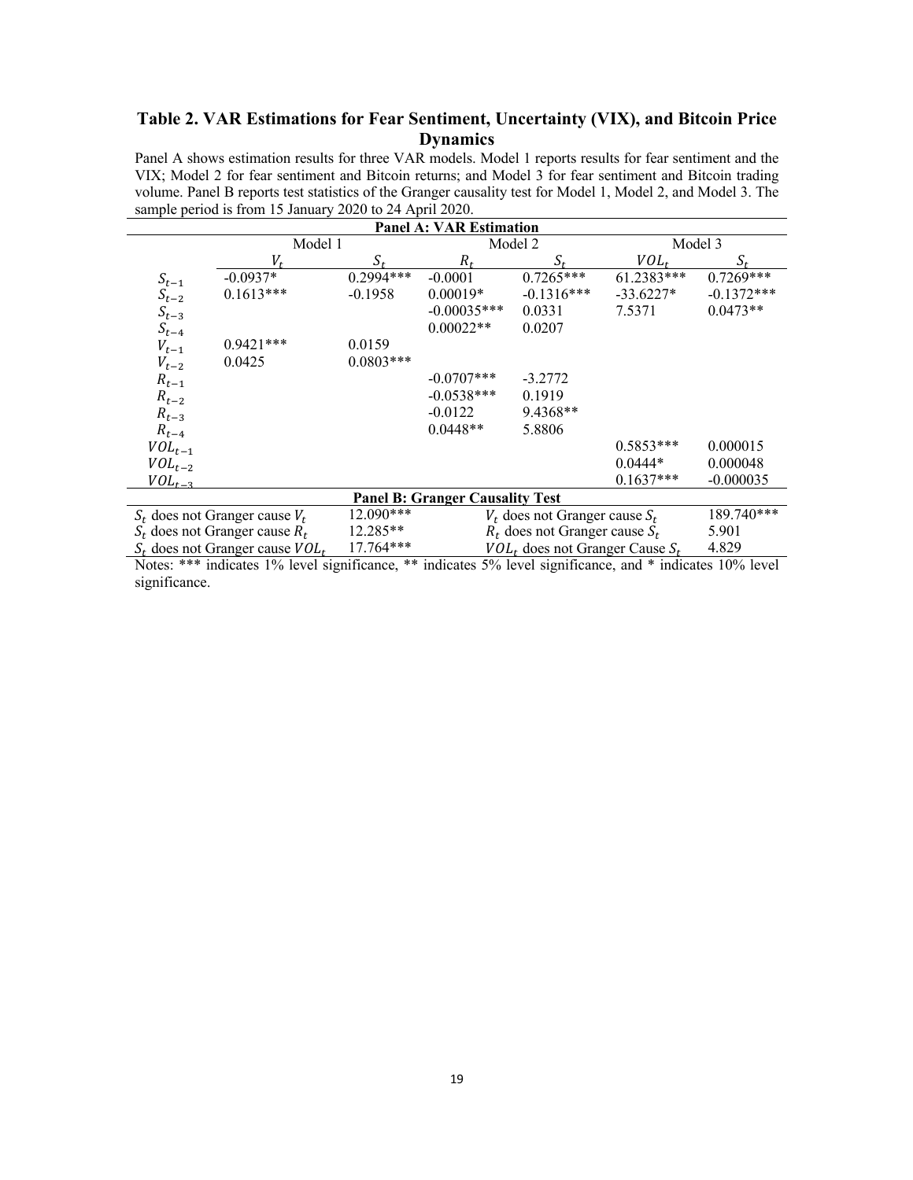## Table 2. VAR Estimations for Fear Sentiment, Uncertainty (VIX), and Bitcoin Price Dynamics

Panel A shows estimation results for three VAR models. Model 1 reports results for fear sentiment and the VIX; Model 2 for fear sentiment and Bitcoin returns; and Model 3 for fear sentiment and Bitcoin trading volume. Panel B reports test statistics of the Granger causality test for Model 1, Model 2, and Model 3. The sample period is from 15 January 2020 to 24 April 2020.

**Panel A: VAR Estimation**

| | Model 1 | | Model 2 | | Model 3 | |
|---|---|---|---|---|---|---|
| | $V_t$ | $S_t$ | $R_t$ | $S_t$ | $VOL_t$ | $S_t$ |
| $S_{t-1}$ | -0.0937* | 0.2994*** | -0.0001 | 0.7265*** | 61.2383*** | 0.7269*** |
| $S_{t-2}$ | 0.1613*** | -0.1958 | 0.00019* | -0.1316*** | -33.6227* | -0.1372*** |
| $S_{t-3}$ | | | -0.00035*** | 0.0331 | 7.5371 | 0.0473** |
| $S_{t-4}$ | | | 0.00022** | 0.0207 | | |
| $V_{t-1}$ | 0.9421*** | 0.0159 | | | | |
| $V_{t-2}$ | 0.0425 | 0.0803*** | | | | |
| $R_{t-1}$ | | | -0.0707*** | -3.2772 | | |
| $R_{t-2}$ | | | -0.0538*** | 0.1919 | | |
| $R_{t-3}$ | | | -0.0122 | 9.4368** | | |
| $R_{t-4}$ | | | 0.0448** | 5.8806 | | |
| $VOL_{t-1}$ | | | | | 0.5853*** | 0.000015 |
| $VOL_{t-2}$ | | | | | 0.0444* | 0.000048 |
| $VOL_{t-3}$ | | | | | 0.1637*** | -0.000035 |

**Panel B: Granger Causality Test**

| Null hypothesis | Statistic | Null hypothesis | Statistic |
|---|---|---|---|
| $S_t$ does not Granger cause $V_t$ | 12.090*** | $V_t$ does not Granger cause $S_t$ | 189.740*** |
| $S_t$ does not Granger cause $R_t$ | 12.285** | $R_t$ does not Granger cause $S_t$ | 5.901 |
| $S_t$ does not Granger cause $VOL_t$ | 17.764*** | $VOL_t$ does not Granger Cause $S_t$ | 4.829 |

Notes: *** indicates 1% level significance, ** indicates 5% level significance, and * indicates 10% level significance.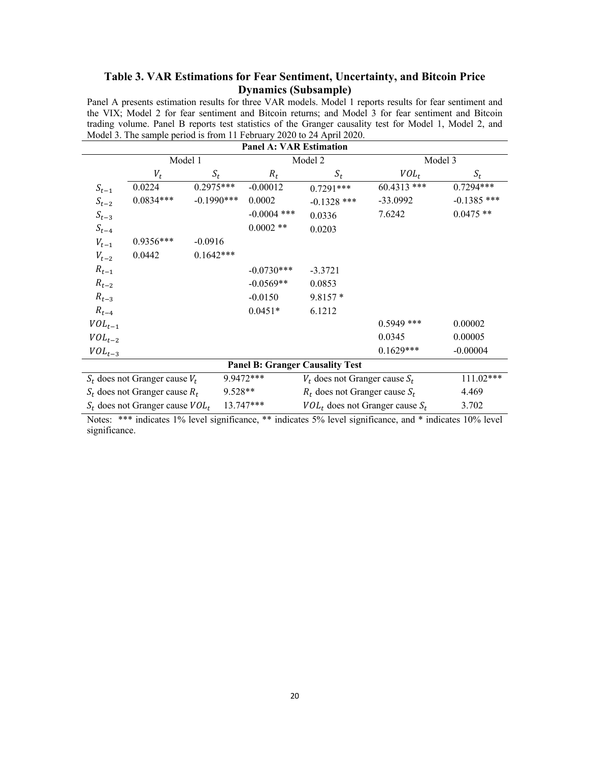### Table 3. VAR Estimations for Fear Sentiment, Uncertainty, and Bitcoin Price Dynamics (Subsample)

Panel A presents estimation results for three VAR models. Model 1 reports results for fear sentiment and the VIX; Model 2 for fear sentiment and Bitcoin returns; and Model 3 for fear sentiment and Bitcoin trading volume. Panel B reports test statistics of the Granger causality test for Model 1, Model 2, and Model 3. The sample period is from 11 February 2020 to 24 April 2020.

**Panel A: VAR Estimation**

| | Model 1 | | Model 2 | | Model 3 | |
|---|---|---|---|---|---|---|
| | $V_t$ | $S_t$ | $R_t$ | $S_t$ | $VOL_t$ | $S_t$ |
| $S_{t-1}$ | 0.0224 | 0.2975*** | -0.00012 | 0.7291*** | 60.4313 *** | 0.7294*** |
| $S_{t-2}$ | 0.0834*** | -0.1990*** | 0.0002 | -0.1328 *** | -33.0992 | -0.1385 *** |
| $S_{t-3}$ | | | -0.0004 *** | 0.0336 | 7.6242 | 0.0475 ** |
| $S_{t-4}$ | | | 0.0002 ** | 0.0203 | | |
| $V_{t-1}$ | 0.9356*** | -0.0916 | | | | |
| $V_{t-2}$ | 0.0442 | 0.1642*** | | | | |
| $R_{t-1}$ | | | -0.0730*** | -3.3721 | | |
| $R_{t-2}$ | | | -0.0569** | 0.0853 | | |
| $R_{t-3}$ | | | -0.0150 | 9.8157 * | | |
| $R_{t-4}$ | | | 0.0451* | 6.1212 | | |
| $VOL_{t-1}$ | | | | | 0.5949 *** | 0.00002 |
| $VOL_{t-2}$ | | | | | 0.0345 | 0.00005 |
| $VOL_{t-3}$ | | | | | 0.1629*** | -0.00004 |

**Panel B: Granger Causality Test**

| | | | |
|---|---|---|---|
| $S_t$ does not Granger cause $V_t$ | 9.9472*** | $V_t$ does not Granger cause $S_t$ | 111.02*** |
| $S_t$ does not Granger cause $R_t$ | 9.528** | $R_t$ does not Granger cause $S_t$ | 4.469 |
| $S_t$ does not Granger cause $VOL_t$ | 13.747*** | $VOL_t$ does not Granger cause $S_t$ | 3.702 |

Notes: *** indicates 1% level significance, ** indicates 5% level significance, and * indicates 10% level significance.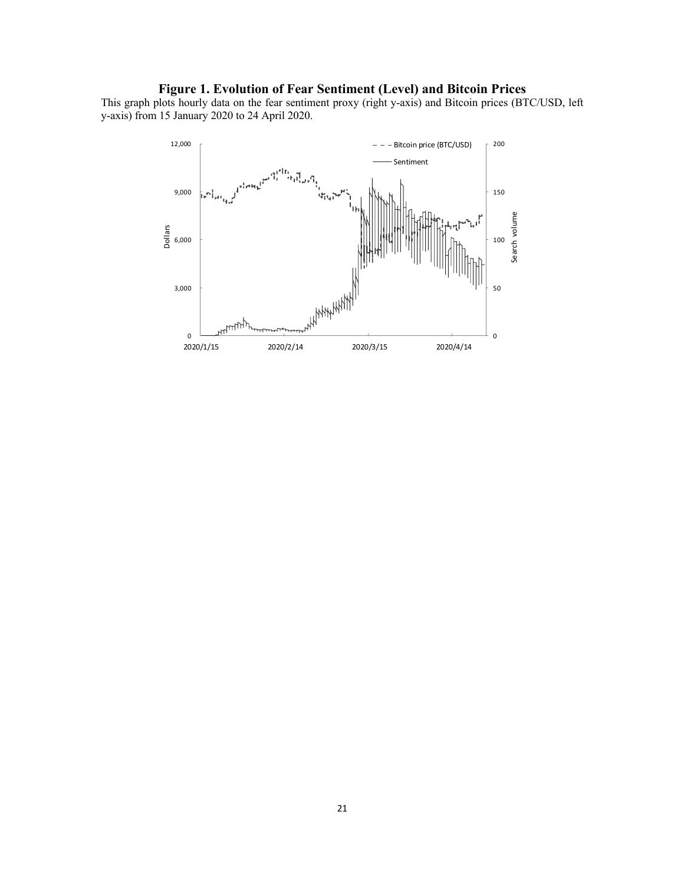# Figure 1. Evolution of Fear Sentiment (Level) and Bitcoin Prices

This graph plots hourly data on the fear sentiment proxy (right y-axis) and Bitcoin prices (BTC/USD, left y-axis) from 15 January 2020 to 24 April 2020.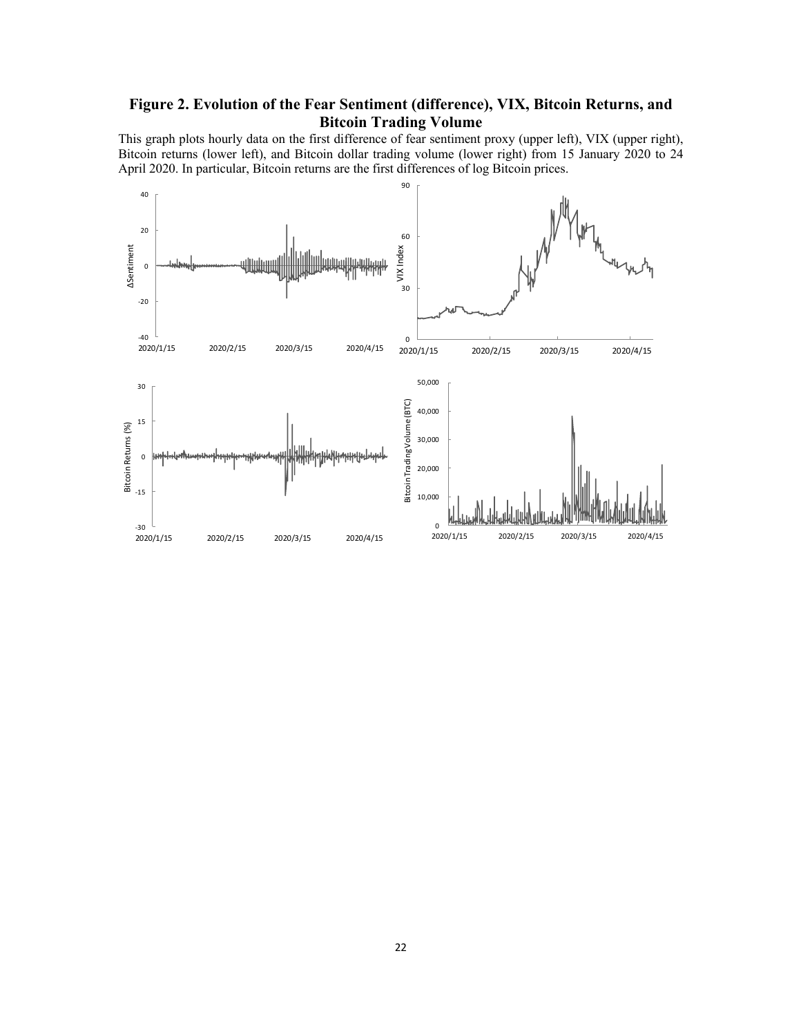# Figure 2. Evolution of the Fear Sentiment (difference), VIX, Bitcoin Returns, and Bitcoin Trading Volume

This graph plots hourly data on the first difference of fear sentiment proxy (upper left), VIX (upper right), Bitcoin returns (lower left), and Bitcoin dollar trading volume (lower right) from 15 January 2020 to 24 April 2020. In particular, Bitcoin returns are the first differences of log Bitcoin prices.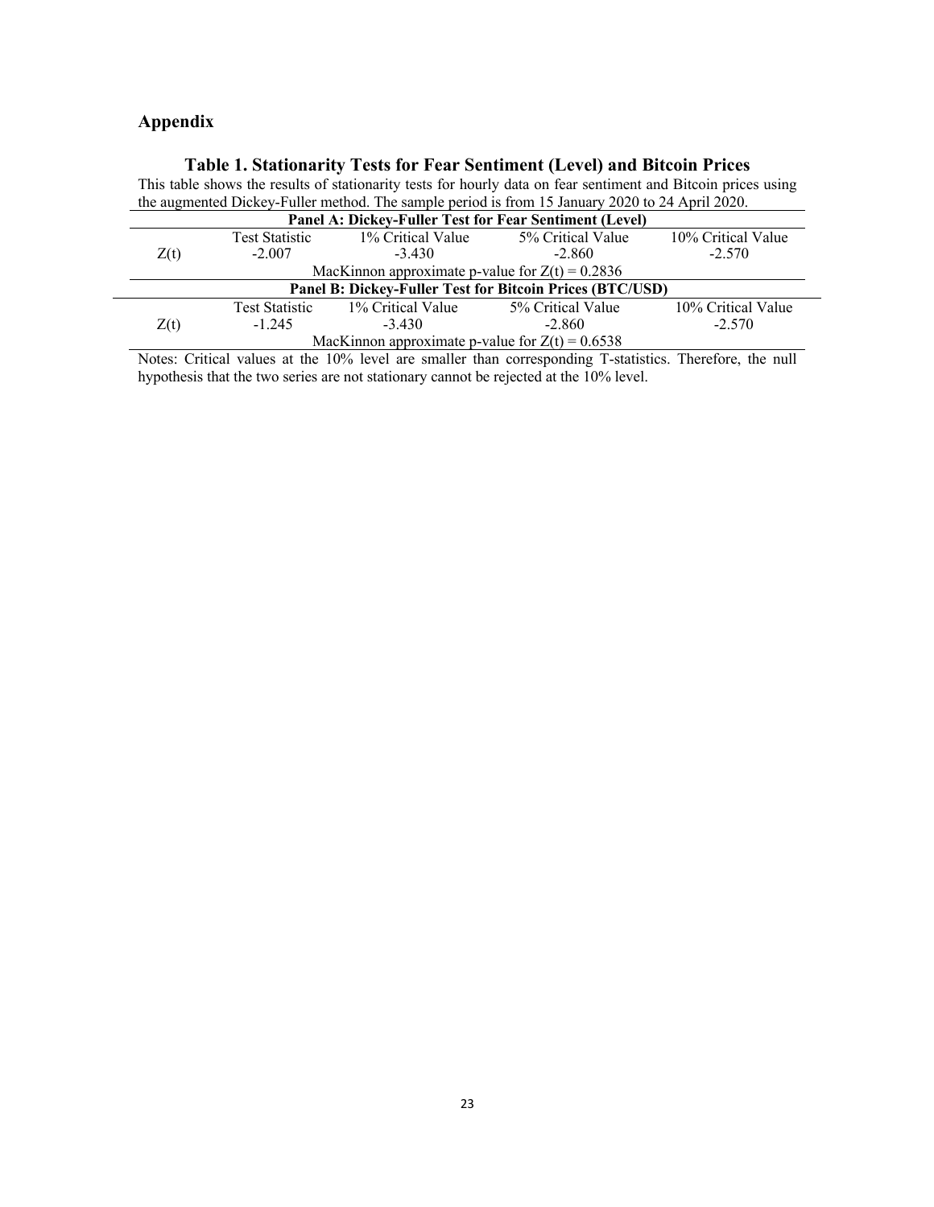## Appendix

### Table 1. Stationarity Tests for Fear Sentiment (Level) and Bitcoin Prices

This table shows the results of stationarity tests for hourly data on fear sentiment and Bitcoin prices using the augmented Dickey-Fuller method. The sample period is from 15 January 2020 to 24 April 2020.

| | Test Statistic | 1% Critical Value | 5% Critical Value | 10% Critical Value |
|---|---|---|---|---|
| **Panel A: Dickey-Fuller Test for Fear Sentiment (Level)** | | | | |
| Z(t) | -2.007 | -3.430 | -2.860 | -2.570 |
| MacKinnon approximate p-value for Z(t) = 0.2836 | | | | |
| **Panel B: Dickey-Fuller Test for Bitcoin Prices (BTC/USD)** | | | | |
| Z(t) | -1.245 | -3.430 | -2.860 | -2.570 |
| MacKinnon approximate p-value for Z(t) = 0.6538 | | | | |

Notes: Critical values at the 10% level are smaller than corresponding T-statistics. Therefore, the null hypothesis that the two series are not stationary cannot be rejected at the 10% level.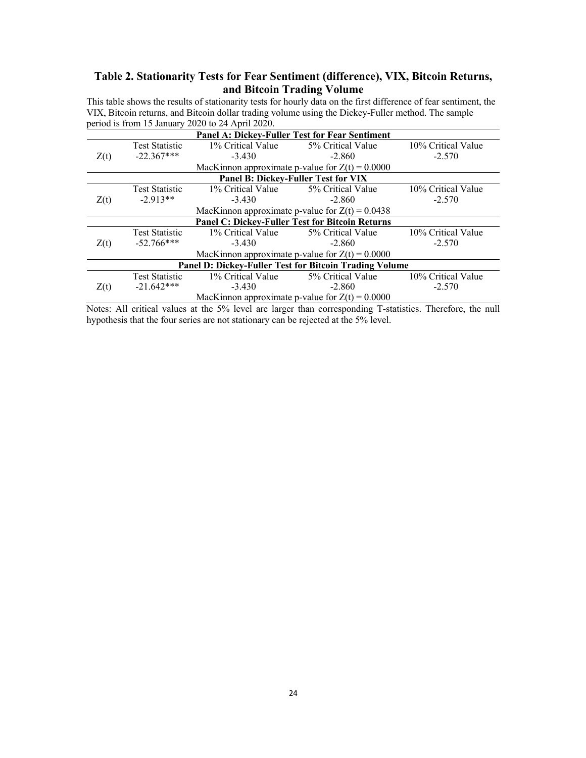## Table 2. Stationarity Tests for Fear Sentiment (difference), VIX, Bitcoin Returns, and Bitcoin Trading Volume

This table shows the results of stationarity tests for hourly data on the first difference of fear sentiment, the VIX, Bitcoin returns, and Bitcoin dollar trading volume using the Dickey-Fuller method. The sample period is from 15 January 2020 to 24 April 2020.

| | Test Statistic | 1% Critical Value | 5% Critical Value | 10% Critical Value |
|---|---|---|---|---|
| **Panel A: Dickey-Fuller Test for Fear Sentiment** | | | | |
| Z(t) | -22.367*** | -3.430 | -2.860 | -2.570 |
| | MacKinnon approximate p-value for Z(t) = 0.0000 | | | |
| **Panel B: Dickey-Fuller Test for VIX** | | | | |
| Z(t) | -2.913** | -3.430 | -2.860 | -2.570 |
| | MacKinnon approximate p-value for Z(t) = 0.0438 | | | |
| **Panel C: Dickey-Fuller Test for Bitcoin Returns** | | | | |
| Z(t) | -52.766*** | -3.430 | -2.860 | -2.570 |
| | MacKinnon approximate p-value for Z(t) = 0.0000 | | | |
| **Panel D: Dickey-Fuller Test for Bitcoin Trading Volume** | | | | |
| Z(t) | -21.642*** | -3.430 | -2.860 | -2.570 |
| | MacKinnon approximate p-value for Z(t) = 0.0000 | | | |

Notes: All critical values at the 5% level are larger than corresponding T-statistics. Therefore, the null hypothesis that the four series are not stationary can be rejected at the 5% level.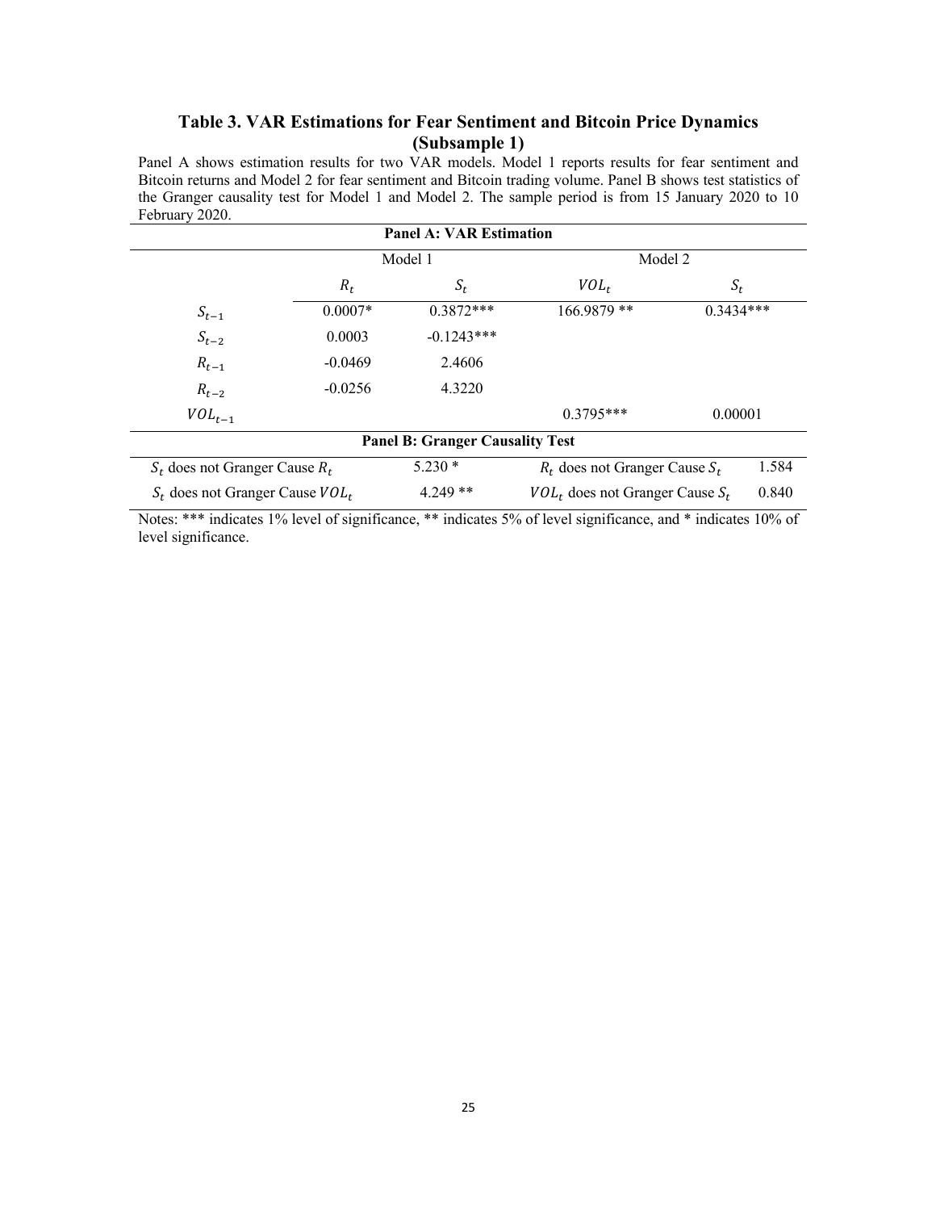### Table 3. VAR Estimations for Fear Sentiment and Bitcoin Price Dynamics (Subsample 1)

Panel A shows estimation results for two VAR models. Model 1 reports results for fear sentiment and Bitcoin returns and Model 2 for fear sentiment and Bitcoin trading volume. Panel B shows test statistics of the Granger causality test for Model 1 and Model 2. The sample period is from 15 January 2020 to 10 February 2020.

**Panel A: VAR Estimation**

| | Model 1 | | Model 2 | |
|---|---|---|---|---|
| | $R_t$ | $S_t$ | $VOL_t$ | $S_t$ |
| $S_{t-1}$ | 0.0007* | 0.3872*** | 166.9879 ** | 0.3434*** |
| $S_{t-2}$ | 0.0003 | -0.1243*** | | |
| $R_{t-1}$ | -0.0469 | 2.4606 | | |
| $R_{t-2}$ | -0.0256 | 4.3220 | | |
| $VOL_{t-1}$ | | | 0.3795*** | 0.00001 |

**Panel B: Granger Causality Test**

| | | | |
|---|---|---|---|
| $S_t$ does not Granger Cause $R_t$ | 5.230 * | $R_t$ does not Granger Cause $S_t$ | 1.584 |
| $S_t$ does not Granger Cause $VOL_t$ | 4.249 ** | $VOL_t$ does not Granger Cause $S_t$ | 0.840 |

Notes: *** indicates 1% level of significance, ** indicates 5% of level significance, and * indicates 10% of level significance.